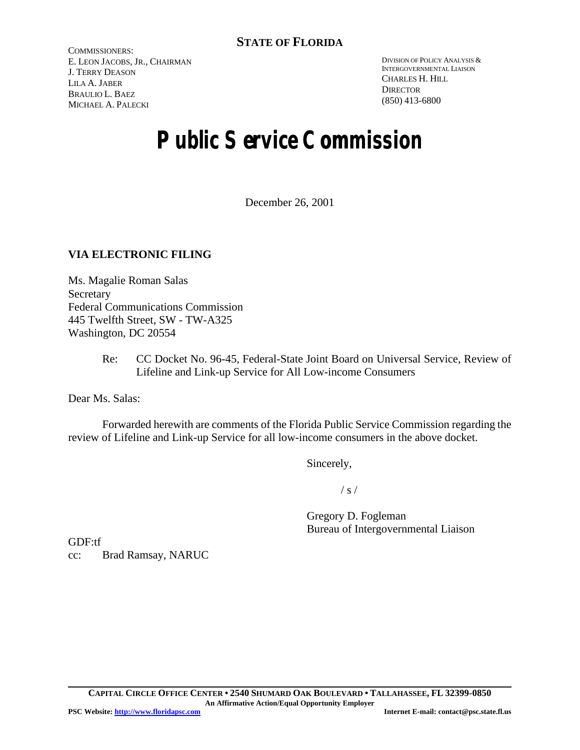**STATE OF FLORIDA**

COMMISSIONERS:
E. LEON JACOBS, JR., CHAIRMAN
J. TERRY DEASON
LILA A. JABER
BRAULIO L. BAEZ
MICHAEL A. PALECKI

DIVISION OF POLICY ANALYSIS &
INTERGOVERNMENTAL LIAISON
CHARLES H. HILL
DIRECTOR
(850) 413-6800

# Public Service Commission

December 26, 2001

**VIA ELECTRONIC FILING**

Ms. Magalie Roman Salas
Secretary
Federal Communications Commission
445 Twelfth Street, SW - TW-A325
Washington, DC 20554

Re: CC Docket No. 96-45, Federal-State Joint Board on Universal Service, Review of Lifeline and Link-up Service for All Low-income Consumers

Dear Ms. Salas:

Forwarded herewith are comments of the Florida Public Service Commission regarding the review of Lifeline and Link-up Service for all low-income consumers in the above docket.

Sincerely,

/ s /

Gregory D. Fogleman
Bureau of Intergovernmental Liaison

GDF:tf
cc: Brad Ramsay, NARUC

**CAPITAL CIRCLE OFFICE CENTER • 2540 SHUMARD OAK BOULEVARD • TALLAHASSEE, FL 32399-0850**
**An Affirmative Action/Equal Opportunity Employer**
**PSC Website: http://www.floridapsc.com** **Internet E-mail: contact@psc.state.fl.us**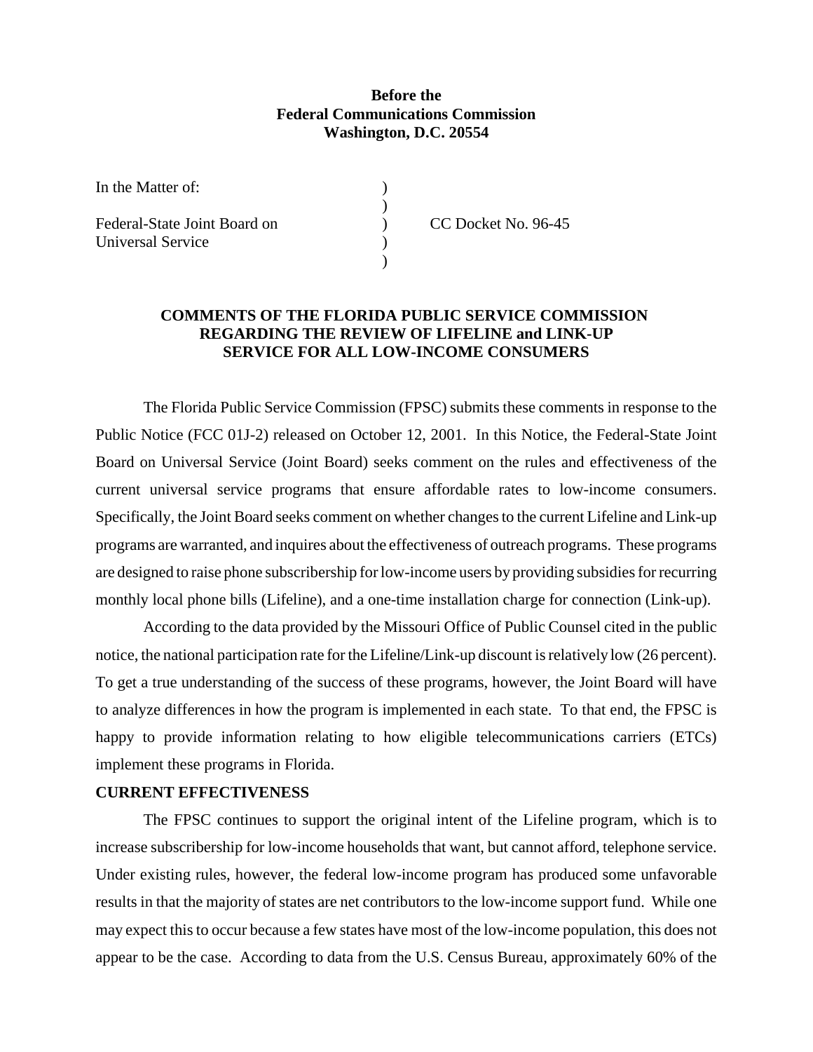**Before the**
**Federal Communications Commission**
**Washington, D.C. 20554**

| | | |
|---|---|---|
| In the Matter of: | ) | |
| | ) | |
| Federal-State Joint Board on | ) | CC Docket No. 96-45 |
| Universal Service | ) | |
| | ) | |

**COMMENTS OF THE FLORIDA PUBLIC SERVICE COMMISSION REGARDING THE REVIEW OF LIFELINE and LINK-UP SERVICE FOR ALL LOW-INCOME CONSUMERS**

The Florida Public Service Commission (FPSC) submits these comments in response to the Public Notice (FCC 01J-2) released on October 12, 2001. In this Notice, the Federal-State Joint Board on Universal Service (Joint Board) seeks comment on the rules and effectiveness of the current universal service programs that ensure affordable rates to low-income consumers. Specifically, the Joint Board seeks comment on whether changes to the current Lifeline and Link-up programs are warranted, and inquires about the effectiveness of outreach programs. These programs are designed to raise phone subscribership for low-income users by providing subsidies for recurring monthly local phone bills (Lifeline), and a one-time installation charge for connection (Link-up).

According to the data provided by the Missouri Office of Public Counsel cited in the public notice, the national participation rate for the Lifeline/Link-up discount is relatively low (26 percent). To get a true understanding of the success of these programs, however, the Joint Board will have to analyze differences in how the program is implemented in each state. To that end, the FPSC is happy to provide information relating to how eligible telecommunications carriers (ETCs) implement these programs in Florida.

**CURRENT EFFECTIVENESS**

The FPSC continues to support the original intent of the Lifeline program, which is to increase subscribership for low-income households that want, but cannot afford, telephone service. Under existing rules, however, the federal low-income program has produced some unfavorable results in that the majority of states are net contributors to the low-income support fund. While one may expect this to occur because a few states have most of the low-income population, this does not appear to be the case. According to data from the U.S. Census Bureau, approximately 60% of the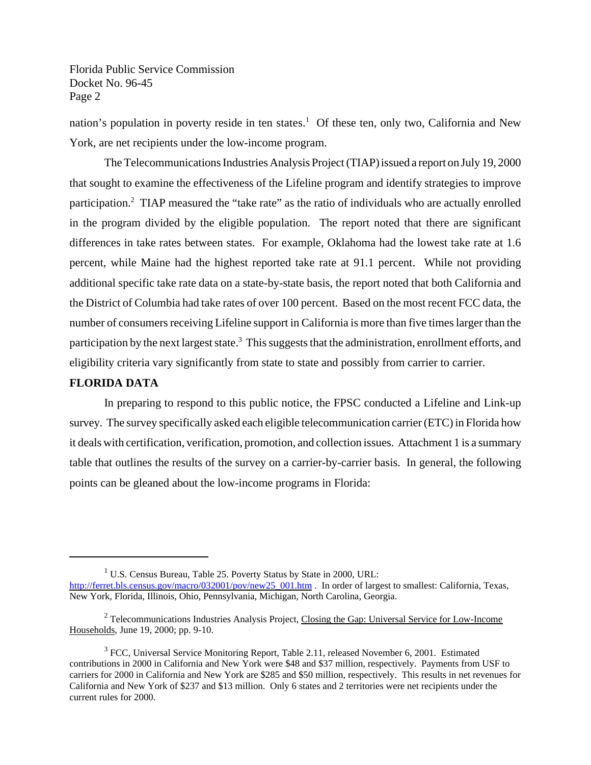nation's population in poverty reside in ten states.[1] Of these ten, only two, California and New York, are net recipients under the low-income program.

The Telecommunications Industries Analysis Project (TIAP) issued a report on July 19, 2000 that sought to examine the effectiveness of the Lifeline program and identify strategies to improve participation.[2] TIAP measured the "take rate" as the ratio of individuals who are actually enrolled in the program divided by the eligible population. The report noted that there are significant differences in take rates between states. For example, Oklahoma had the lowest take rate at 1.6 percent, while Maine had the highest reported take rate at 91.1 percent. While not providing additional specific take rate data on a state-by-state basis, the report noted that both California and the District of Columbia had take rates of over 100 percent. Based on the most recent FCC data, the number of consumers receiving Lifeline support in California is more than five times larger than the participation by the next largest state.[3] This suggests that the administration, enrollment efforts, and eligibility criteria vary significantly from state to state and possibly from carrier to carrier.

**FLORIDA DATA**

In preparing to respond to this public notice, the FPSC conducted a Lifeline and Link-up survey. The survey specifically asked each eligible telecommunication carrier (ETC) in Florida how it deals with certification, verification, promotion, and collection issues. Attachment 1 is a summary table that outlines the results of the survey on a carrier-by-carrier basis. In general, the following points can be gleaned about the low-income programs in Florida:

---

[1] U.S. Census Bureau, Table 25. Poverty Status by State in 2000, URL: http://ferret.bls.census.gov/macro/032001/pov/new25_001.htm . In order of largest to smallest: California, Texas, New York, Florida, Illinois, Ohio, Pennsylvania, Michigan, North Carolina, Georgia.

[2] Telecommunications Industries Analysis Project, Closing the Gap: Universal Service for Low-Income Households, June 19, 2000; pp. 9-10.

[3] FCC, Universal Service Monitoring Report, Table 2.11, released November 6, 2001. Estimated contributions in 2000 in California and New York were $48 and $37 million, respectively. Payments from USF to carriers for 2000 in California and New York are $285 and $50 million, respectively. This results in net revenues for California and New York of $237 and $13 million. Only 6 states and 2 territories were net recipients under the current rules for 2000.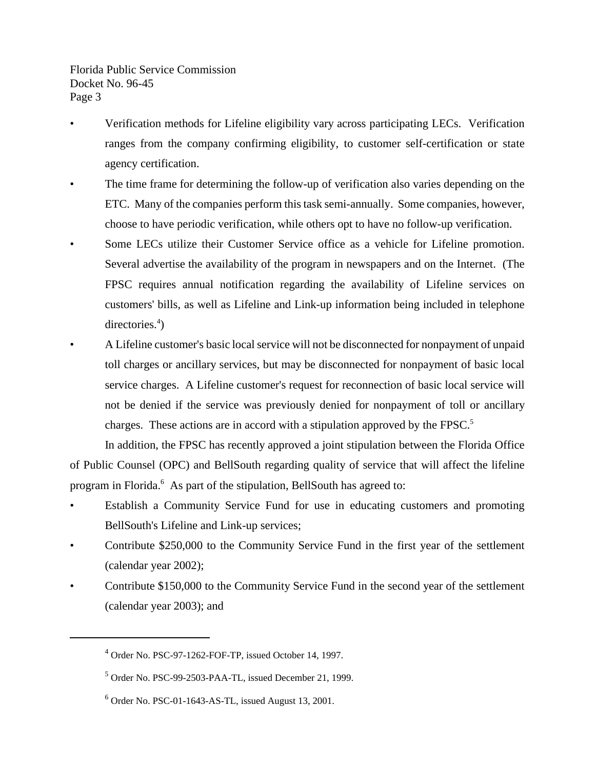- Verification methods for Lifeline eligibility vary across participating LECs. Verification ranges from the company confirming eligibility, to customer self-certification or state agency certification.
- The time frame for determining the follow-up of verification also varies depending on the ETC. Many of the companies perform this task semi-annually. Some companies, however, choose to have periodic verification, while others opt to have no follow-up verification.
- Some LECs utilize their Customer Service office as a vehicle for Lifeline promotion. Several advertise the availability of the program in newspapers and on the Internet. (The FPSC requires annual notification regarding the availability of Lifeline services on customers' bills, as well as Lifeline and Link-up information being included in telephone directories.[4])
- A Lifeline customer's basic local service will not be disconnected for nonpayment of unpaid toll charges or ancillary services, but may be disconnected for nonpayment of basic local service charges. A Lifeline customer's request for reconnection of basic local service will not be denied if the service was previously denied for nonpayment of toll or ancillary charges. These actions are in accord with a stipulation approved by the FPSC.[5]

In addition, the FPSC has recently approved a joint stipulation between the Florida Office of Public Counsel (OPC) and BellSouth regarding quality of service that will affect the lifeline program in Florida.[6] As part of the stipulation, BellSouth has agreed to:

- Establish a Community Service Fund for use in educating customers and promoting BellSouth's Lifeline and Link-up services;
- Contribute $250,000 to the Community Service Fund in the first year of the settlement (calendar year 2002);
- Contribute $150,000 to the Community Service Fund in the second year of the settlement (calendar year 2003); and

---

[4] Order No. PSC-97-1262-FOF-TP, issued October 14, 1997.

[5] Order No. PSC-99-2503-PAA-TL, issued December 21, 1999.

[6] Order No. PSC-01-1643-AS-TL, issued August 13, 2001.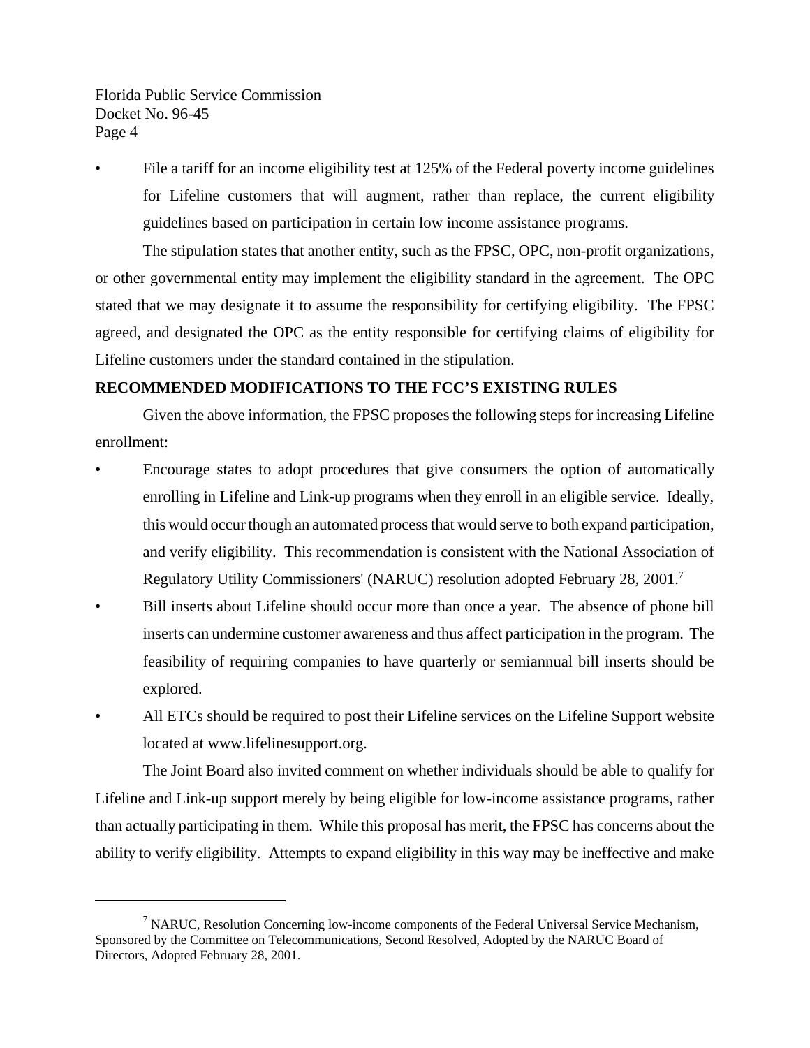- File a tariff for an income eligibility test at 125% of the Federal poverty income guidelines for Lifeline customers that will augment, rather than replace, the current eligibility guidelines based on participation in certain low income assistance programs.

The stipulation states that another entity, such as the FPSC, OPC, non-profit organizations, or other governmental entity may implement the eligibility standard in the agreement. The OPC stated that we may designate it to assume the responsibility for certifying eligibility. The FPSC agreed, and designated the OPC as the entity responsible for certifying claims of eligibility for Lifeline customers under the standard contained in the stipulation.

**RECOMMENDED MODIFICATIONS TO THE FCC'S EXISTING RULES**

Given the above information, the FPSC proposes the following steps for increasing Lifeline enrollment:

- Encourage states to adopt procedures that give consumers the option of automatically enrolling in Lifeline and Link-up programs when they enroll in an eligible service. Ideally, this would occur though an automated process that would serve to both expand participation, and verify eligibility. This recommendation is consistent with the National Association of Regulatory Utility Commissioners' (NARUC) resolution adopted February 28, 2001.[7]
- Bill inserts about Lifeline should occur more than once a year. The absence of phone bill inserts can undermine customer awareness and thus affect participation in the program. The feasibility of requiring companies to have quarterly or semiannual bill inserts should be explored.
- All ETCs should be required to post their Lifeline services on the Lifeline Support website located at www.lifelinesupport.org.

The Joint Board also invited comment on whether individuals should be able to qualify for Lifeline and Link-up support merely by being eligible for low-income assistance programs, rather than actually participating in them. While this proposal has merit, the FPSC has concerns about the ability to verify eligibility. Attempts to expand eligibility in this way may be ineffective and make

[7] NARUC, Resolution Concerning low-income components of the Federal Universal Service Mechanism, Sponsored by the Committee on Telecommunications, Second Resolved, Adopted by the NARUC Board of Directors, Adopted February 28, 2001.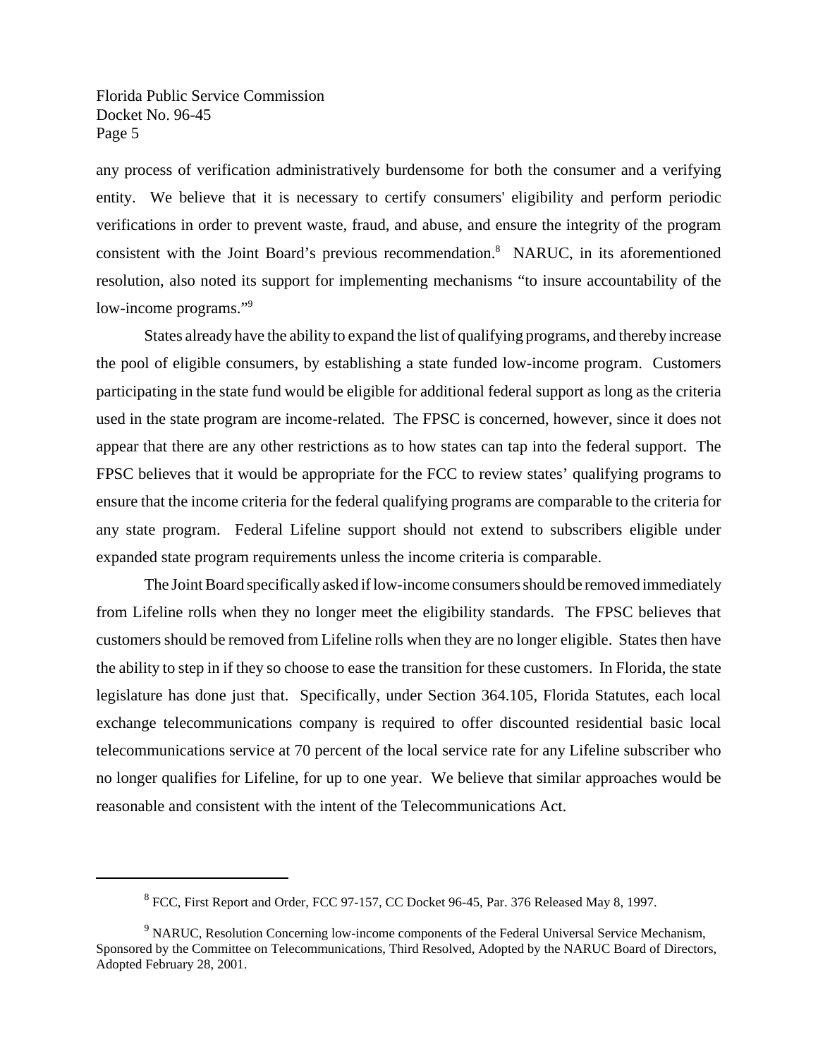any process of verification administratively burdensome for both the consumer and a verifying entity. We believe that it is necessary to certify consumers' eligibility and perform periodic verifications in order to prevent waste, fraud, and abuse, and ensure the integrity of the program consistent with the Joint Board's previous recommendation.[8] NARUC, in its aforementioned resolution, also noted its support for implementing mechanisms "to insure accountability of the low-income programs."[9]

States already have the ability to expand the list of qualifying programs, and thereby increase the pool of eligible consumers, by establishing a state funded low-income program. Customers participating in the state fund would be eligible for additional federal support as long as the criteria used in the state program are income-related. The FPSC is concerned, however, since it does not appear that there are any other restrictions as to how states can tap into the federal support. The FPSC believes that it would be appropriate for the FCC to review states' qualifying programs to ensure that the income criteria for the federal qualifying programs are comparable to the criteria for any state program. Federal Lifeline support should not extend to subscribers eligible under expanded state program requirements unless the income criteria is comparable.

The Joint Board specifically asked if low-income consumers should be removed immediately from Lifeline rolls when they no longer meet the eligibility standards. The FPSC believes that customers should be removed from Lifeline rolls when they are no longer eligible. States then have the ability to step in if they so choose to ease the transition for these customers. In Florida, the state legislature has done just that. Specifically, under Section 364.105, Florida Statutes, each local exchange telecommunications company is required to offer discounted residential basic local telecommunications service at 70 percent of the local service rate for any Lifeline subscriber who no longer qualifies for Lifeline, for up to one year. We believe that similar approaches would be reasonable and consistent with the intent of the Telecommunications Act.

---

[8] FCC, First Report and Order, FCC 97-157, CC Docket 96-45, Par. 376 Released May 8, 1997.

[9] NARUC, Resolution Concerning low-income components of the Federal Universal Service Mechanism, Sponsored by the Committee on Telecommunications, Third Resolved, Adopted by the NARUC Board of Directors, Adopted February 28, 2001.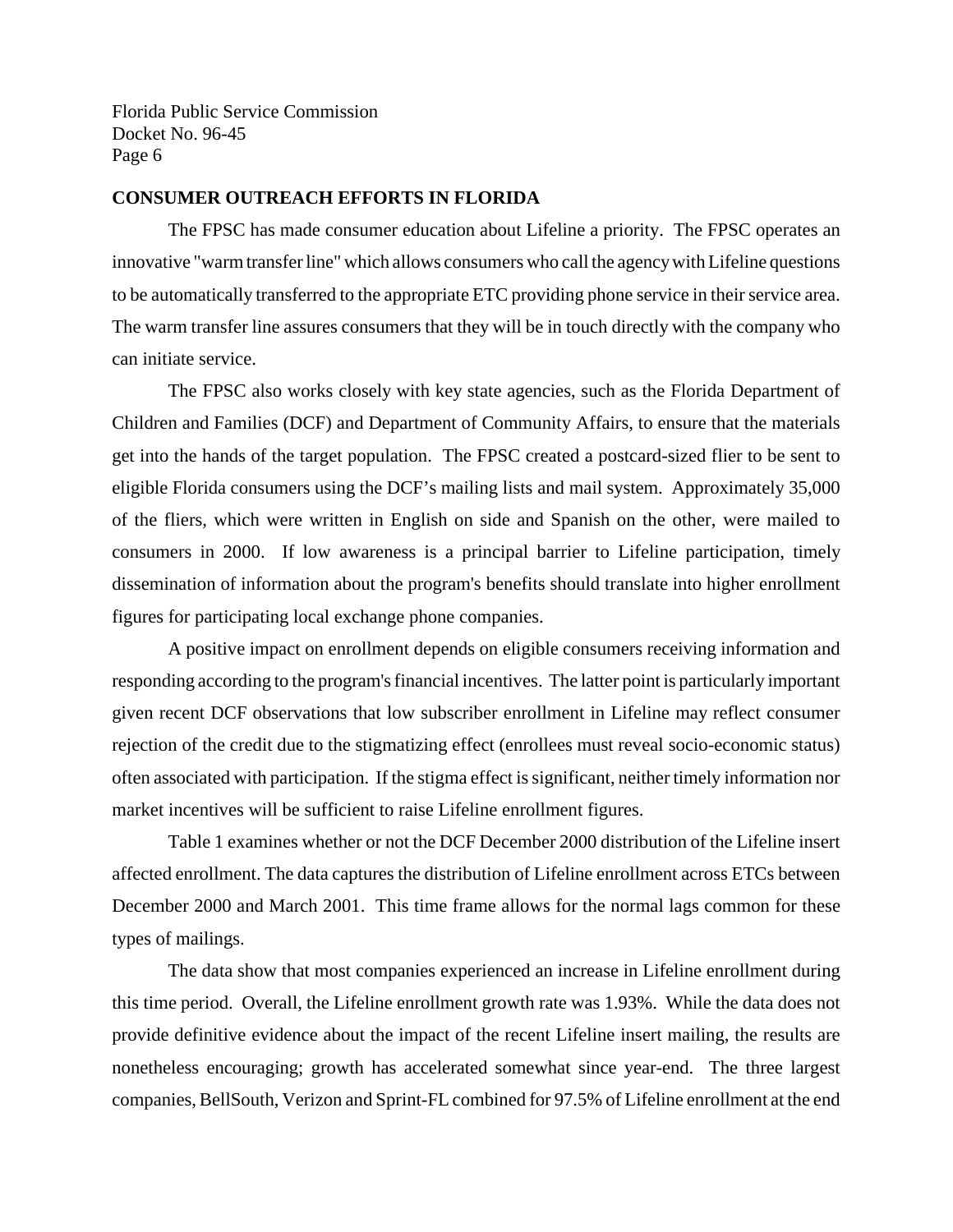## CONSUMER OUTREACH EFFORTS IN FLORIDA

The FPSC has made consumer education about Lifeline a priority. The FPSC operates an innovative "warm transfer line" which allows consumers who call the agency with Lifeline questions to be automatically transferred to the appropriate ETC providing phone service in their service area. The warm transfer line assures consumers that they will be in touch directly with the company who can initiate service.

The FPSC also works closely with key state agencies, such as the Florida Department of Children and Families (DCF) and Department of Community Affairs, to ensure that the materials get into the hands of the target population. The FPSC created a postcard-sized flier to be sent to eligible Florida consumers using the DCF's mailing lists and mail system. Approximately 35,000 of the fliers, which were written in English on side and Spanish on the other, were mailed to consumers in 2000. If low awareness is a principal barrier to Lifeline participation, timely dissemination of information about the program's benefits should translate into higher enrollment figures for participating local exchange phone companies.

A positive impact on enrollment depends on eligible consumers receiving information and responding according to the program's financial incentives. The latter point is particularly important given recent DCF observations that low subscriber enrollment in Lifeline may reflect consumer rejection of the credit due to the stigmatizing effect (enrollees must reveal socio-economic status) often associated with participation. If the stigma effect is significant, neither timely information nor market incentives will be sufficient to raise Lifeline enrollment figures.

Table 1 examines whether or not the DCF December 2000 distribution of the Lifeline insert affected enrollment. The data captures the distribution of Lifeline enrollment across ETCs between December 2000 and March 2001. This time frame allows for the normal lags common for these types of mailings.

The data show that most companies experienced an increase in Lifeline enrollment during this time period. Overall, the Lifeline enrollment growth rate was 1.93%. While the data does not provide definitive evidence about the impact of the recent Lifeline insert mailing, the results are nonetheless encouraging; growth has accelerated somewhat since year-end. The three largest companies, BellSouth, Verizon and Sprint-FL combined for 97.5% of Lifeline enrollment at the end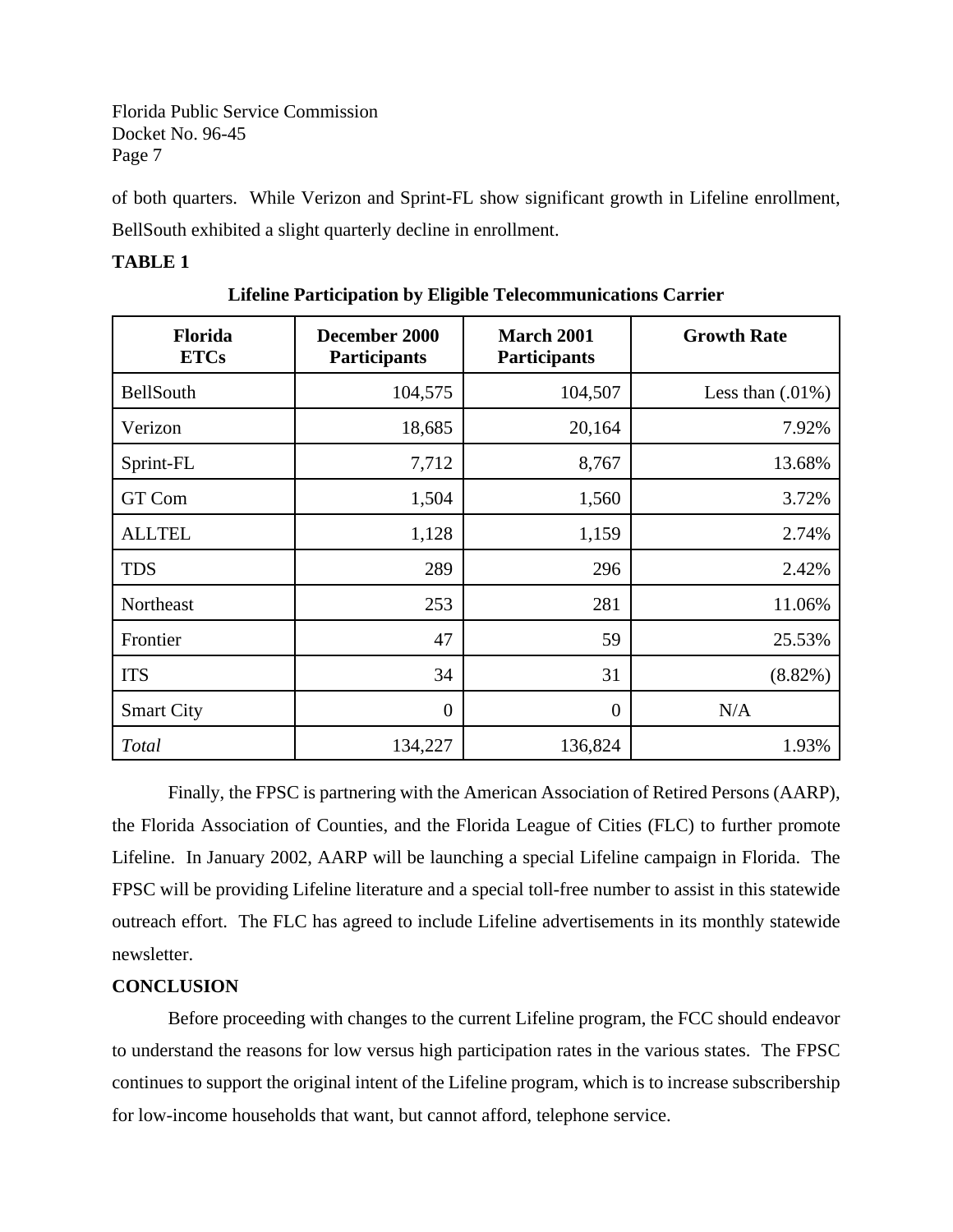of both quarters. While Verizon and Sprint-FL show significant growth in Lifeline enrollment, BellSouth exhibited a slight quarterly decline in enrollment.

**TABLE 1**

**Lifeline Participation by Eligible Telecommunications Carrier**

| Florida ETCs | December 2000 Participants | March 2001 Participants | Growth Rate |
|---|---|---|---|
| BellSouth | 104,575 | 104,507 | Less than (.01%) |
| Verizon | 18,685 | 20,164 | 7.92% |
| Sprint-FL | 7,712 | 8,767 | 13.68% |
| GT Com | 1,504 | 1,560 | 3.72% |
| ALLTEL | 1,128 | 1,159 | 2.74% |
| TDS | 289 | 296 | 2.42% |
| Northeast | 253 | 281 | 11.06% |
| Frontier | 47 | 59 | 25.53% |
| ITS | 34 | 31 | (8.82%) |
| Smart City | 0 | 0 | N/A |
| *Total* | 134,227 | 136,824 | 1.93% |

Finally, the FPSC is partnering with the American Association of Retired Persons (AARP), the Florida Association of Counties, and the Florida League of Cities (FLC) to further promote Lifeline. In January 2002, AARP will be launching a special Lifeline campaign in Florida. The FPSC will be providing Lifeline literature and a special toll-free number to assist in this statewide outreach effort. The FLC has agreed to include Lifeline advertisements in its monthly statewide newsletter.

**CONCLUSION**

Before proceeding with changes to the current Lifeline program, the FCC should endeavor to understand the reasons for low versus high participation rates in the various states. The FPSC continues to support the original intent of the Lifeline program, which is to increase subscribership for low-income households that want, but cannot afford, telephone service.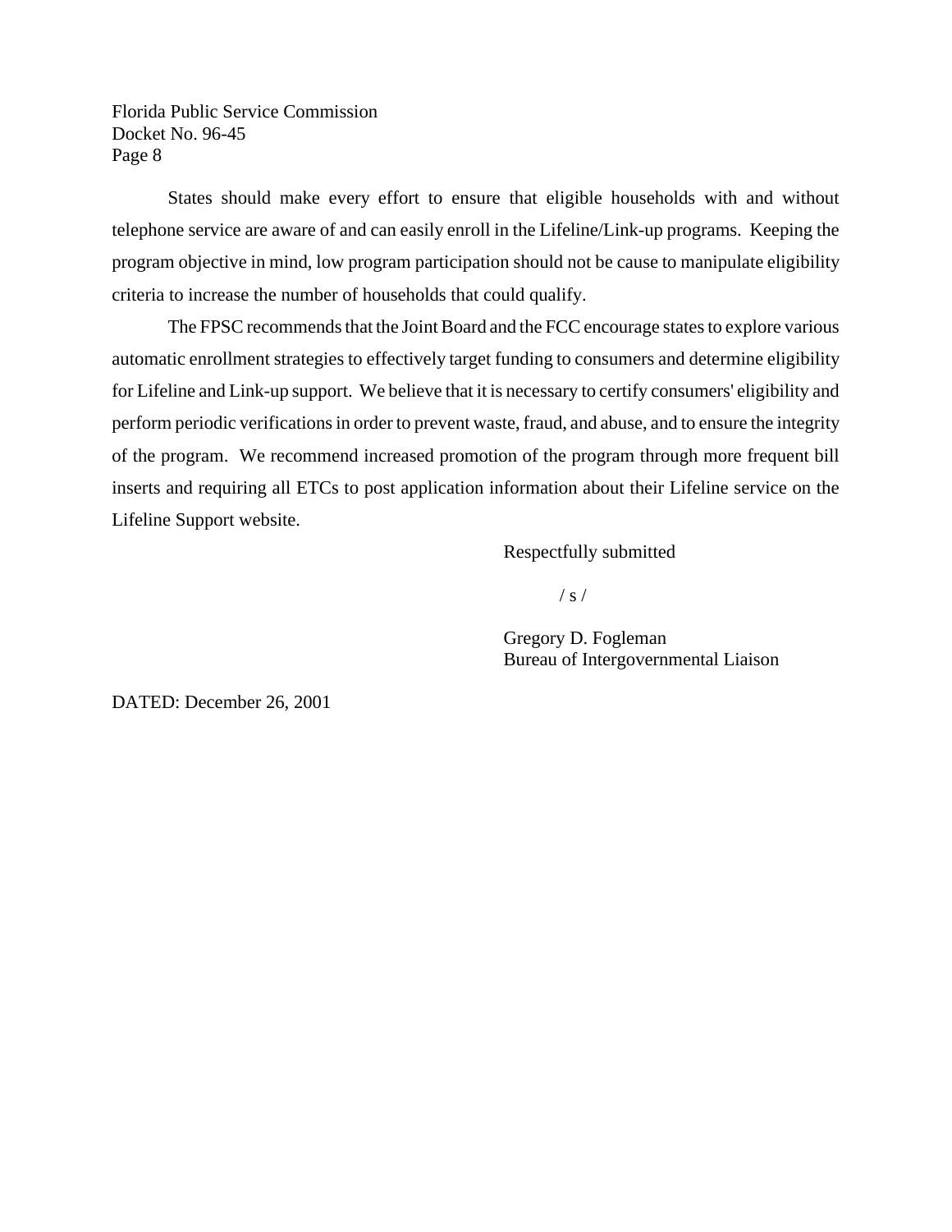States should make every effort to ensure that eligible households with and without telephone service are aware of and can easily enroll in the Lifeline/Link-up programs. Keeping the program objective in mind, low program participation should not be cause to manipulate eligibility criteria to increase the number of households that could qualify.

The FPSC recommends that the Joint Board and the FCC encourage states to explore various automatic enrollment strategies to effectively target funding to consumers and determine eligibility for Lifeline and Link-up support. We believe that it is necessary to certify consumers' eligibility and perform periodic verifications in order to prevent waste, fraud, and abuse, and to ensure the integrity of the program. We recommend increased promotion of the program through more frequent bill inserts and requiring all ETCs to post application information about their Lifeline service on the Lifeline Support website.

Respectfully submitted

/ s /

Gregory D. Fogleman
Bureau of Intergovernmental Liaison

DATED: December 26, 2001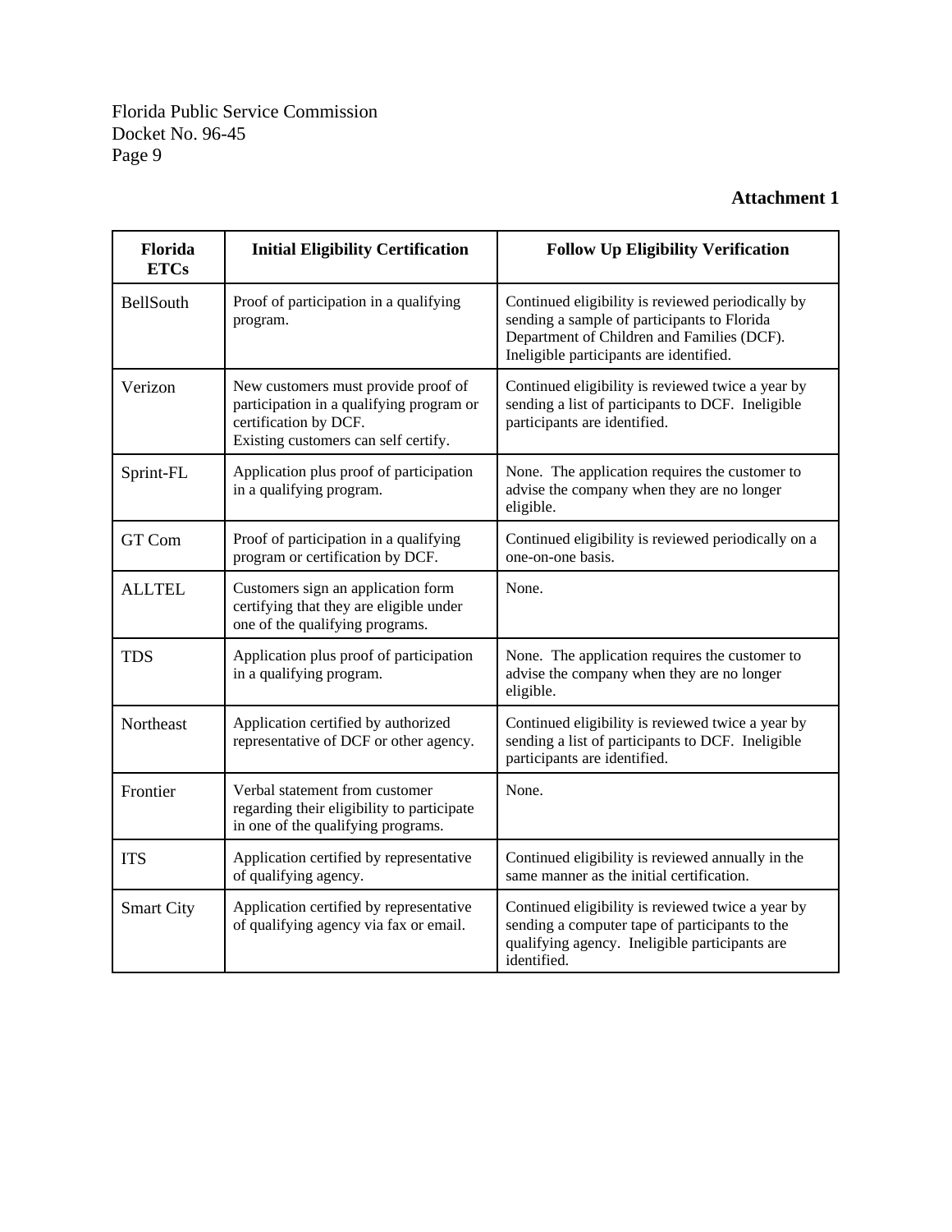**Attachment 1**

| Florida ETCs | Initial Eligibility Certification | Follow Up Eligibility Verification |
|---|---|---|
| BellSouth | Proof of participation in a qualifying program. | Continued eligibility is reviewed periodically by sending a sample of participants to Florida Department of Children and Families (DCF). Ineligible participants are identified. |
| Verizon | New customers must provide proof of participation in a qualifying program or certification by DCF. Existing customers can self certify. | Continued eligibility is reviewed twice a year by sending a list of participants to DCF. Ineligible participants are identified. |
| Sprint-FL | Application plus proof of participation in a qualifying program. | None. The application requires the customer to advise the company when they are no longer eligible. |
| GT Com | Proof of participation in a qualifying program or certification by DCF. | Continued eligibility is reviewed periodically on a one-on-one basis. |
| ALLTEL | Customers sign an application form certifying that they are eligible under one of the qualifying programs. | None. |
| TDS | Application plus proof of participation in a qualifying program. | None. The application requires the customer to advise the company when they are no longer eligible. |
| Northeast | Application certified by authorized representative of DCF or other agency. | Continued eligibility is reviewed twice a year by sending a list of participants to DCF. Ineligible participants are identified. |
| Frontier | Verbal statement from customer regarding their eligibility to participate in one of the qualifying programs. | None. |
| ITS | Application certified by representative of qualifying agency. | Continued eligibility is reviewed annually in the same manner as the initial certification. |
| Smart City | Application certified by representative of qualifying agency via fax or email. | Continued eligibility is reviewed twice a year by sending a computer tape of participants to the qualifying agency. Ineligible participants are identified. |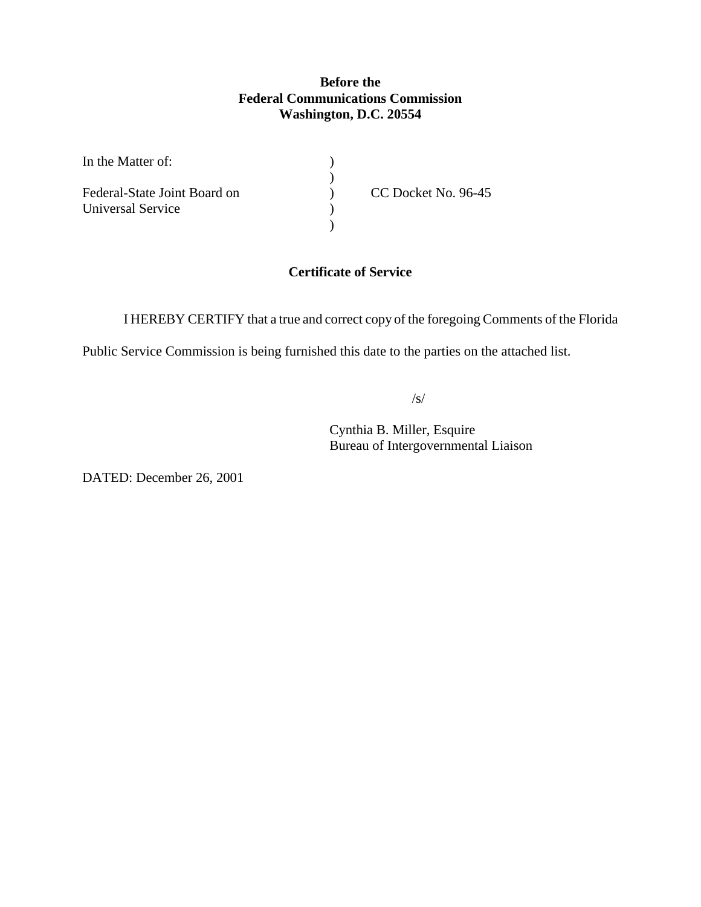**Before the**
**Federal Communications Commission**
**Washington, D.C. 20554**

| | | |
|---|---|---|
| In the Matter of: | ) | |
| | ) | |
| Federal-State Joint Board on | ) | CC Docket No. 96-45 |
| Universal Service | ) | |
| | ) | |

**Certificate of Service**

I HEREBY CERTIFY that a true and correct copy of the foregoing Comments of the Florida Public Service Commission is being furnished this date to the parties on the attached list.

/s/

Cynthia B. Miller, Esquire
Bureau of Intergovernmental Liaison

DATED: December 26, 2001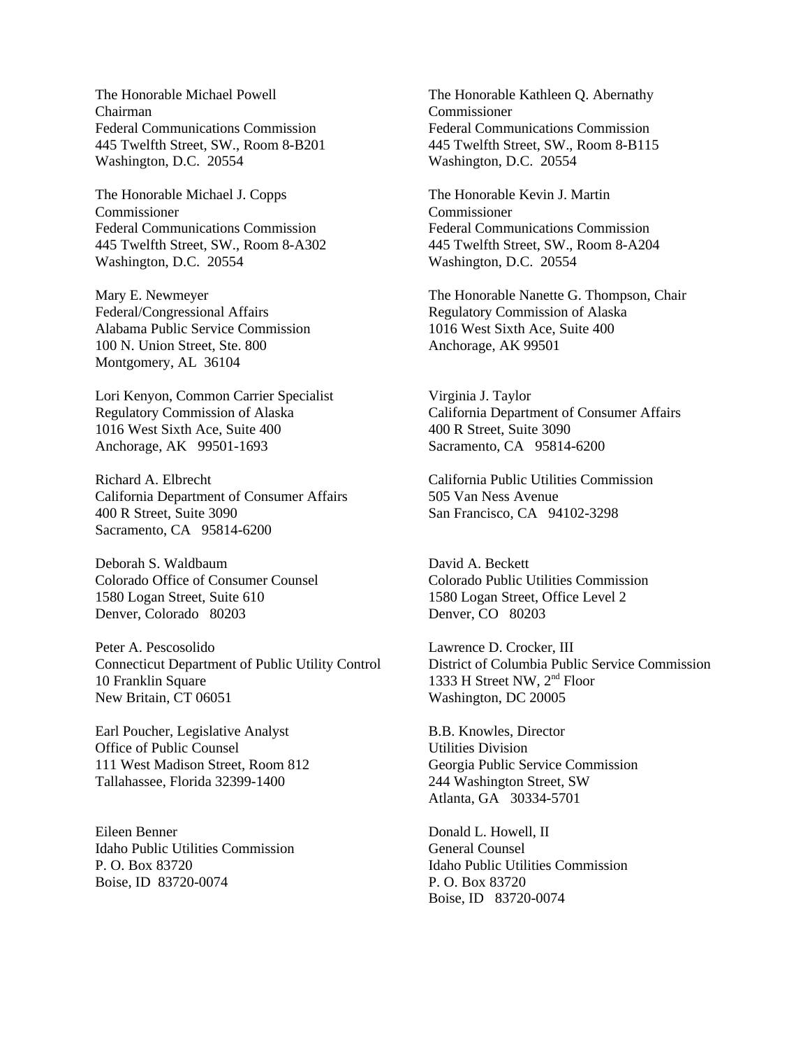The Honorable Michael Powell
Chairman
Federal Communications Commission
445 Twelfth Street, SW., Room 8-B201
Washington, D.C. 20554

The Honorable Kathleen Q. Abernathy
Commissioner
Federal Communications Commission
445 Twelfth Street, SW., Room 8-B115
Washington, D.C. 20554

The Honorable Michael J. Copps
Commissioner
Federal Communications Commission
445 Twelfth Street, SW., Room 8-A302
Washington, D.C. 20554

The Honorable Kevin J. Martin
Commissioner
Federal Communications Commission
445 Twelfth Street, SW., Room 8-A204
Washington, D.C. 20554

Mary E. Newmeyer
Federal/Congressional Affairs
Alabama Public Service Commission
100 N. Union Street, Ste. 800
Montgomery, AL 36104

The Honorable Nanette G. Thompson, Chair
Regulatory Commission of Alaska
1016 West Sixth Ace, Suite 400
Anchorage, AK 99501

Lori Kenyon, Common Carrier Specialist
Regulatory Commission of Alaska
1016 West Sixth Ace, Suite 400
Anchorage, AK 99501-1693

Virginia J. Taylor
California Department of Consumer Affairs
400 R Street, Suite 3090
Sacramento, CA 95814-6200

Richard A. Elbrecht
California Department of Consumer Affairs
400 R Street, Suite 3090
Sacramento, CA 95814-6200

California Public Utilities Commission
505 Van Ness Avenue
San Francisco, CA 94102-3298

Deborah S. Waldbaum
Colorado Office of Consumer Counsel
1580 Logan Street, Suite 610
Denver, Colorado 80203

David A. Beckett
Colorado Public Utilities Commission
1580 Logan Street, Office Level 2
Denver, CO 80203

Peter A. Pescosolido
Connecticut Department of Public Utility Control
10 Franklin Square
New Britain, CT 06051

Lawrence D. Crocker, III
District of Columbia Public Service Commission
1333 H Street NW, 2nd Floor
Washington, DC 20005

Earl Poucher, Legislative Analyst
Office of Public Counsel
111 West Madison Street, Room 812
Tallahassee, Florida 32399-1400

B.B. Knowles, Director
Utilities Division
Georgia Public Service Commission
244 Washington Street, SW
Atlanta, GA 30334-5701

Eileen Benner
Idaho Public Utilities Commission
P. O. Box 83720
Boise, ID 83720-0074

Donald L. Howell, II
General Counsel
Idaho Public Utilities Commission
P. O. Box 83720
Boise, ID 83720-0074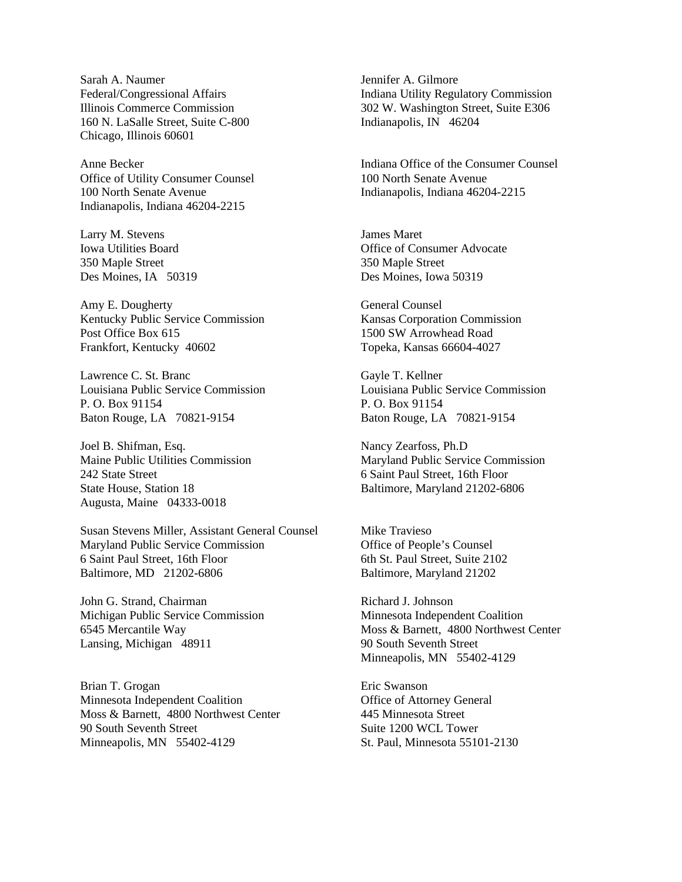Sarah A. Naumer
Federal/Congressional Affairs
Illinois Commerce Commission
160 N. LaSalle Street, Suite C-800
Chicago, Illinois 60601

Jennifer A. Gilmore
Indiana Utility Regulatory Commission
302 W. Washington Street, Suite E306
Indianapolis, IN 46204

Anne Becker
Office of Utility Consumer Counsel
100 North Senate Avenue
Indianapolis, Indiana 46204-2215

Indiana Office of the Consumer Counsel
100 North Senate Avenue
Indianapolis, Indiana 46204-2215

Larry M. Stevens
Iowa Utilities Board
350 Maple Street
Des Moines, IA 50319

James Maret
Office of Consumer Advocate
350 Maple Street
Des Moines, Iowa 50319

Amy E. Dougherty
Kentucky Public Service Commission
Post Office Box 615
Frankfort, Kentucky 40602

General Counsel
Kansas Corporation Commission
1500 SW Arrowhead Road
Topeka, Kansas 66604-4027

Lawrence C. St. Branc
Louisiana Public Service Commission
P. O. Box 91154
Baton Rouge, LA 70821-9154

Gayle T. Kellner
Louisiana Public Service Commission
P. O. Box 91154
Baton Rouge, LA 70821-9154

Joel B. Shifman, Esq.
Maine Public Utilities Commission
242 State Street
State House, Station 18
Augusta, Maine 04333-0018

Nancy Zearfoss, Ph.D
Maryland Public Service Commission
6 Saint Paul Street, 16th Floor
Baltimore, Maryland 21202-6806

Susan Stevens Miller, Assistant General Counsel
Maryland Public Service Commission
6 Saint Paul Street, 16th Floor
Baltimore, MD 21202-6806

Mike Travieso
Office of People's Counsel
6th St. Paul Street, Suite 2102
Baltimore, Maryland 21202

John G. Strand, Chairman
Michigan Public Service Commission
6545 Mercantile Way
Lansing, Michigan 48911

Richard J. Johnson
Minnesota Independent Coalition
Moss & Barnett, 4800 Northwest Center
90 South Seventh Street
Minneapolis, MN 55402-4129

Brian T. Grogan
Minnesota Independent Coalition
Moss & Barnett, 4800 Northwest Center
90 South Seventh Street
Minneapolis, MN 55402-4129

Eric Swanson
Office of Attorney General
445 Minnesota Street
Suite 1200 WCL Tower
St. Paul, Minnesota 55101-2130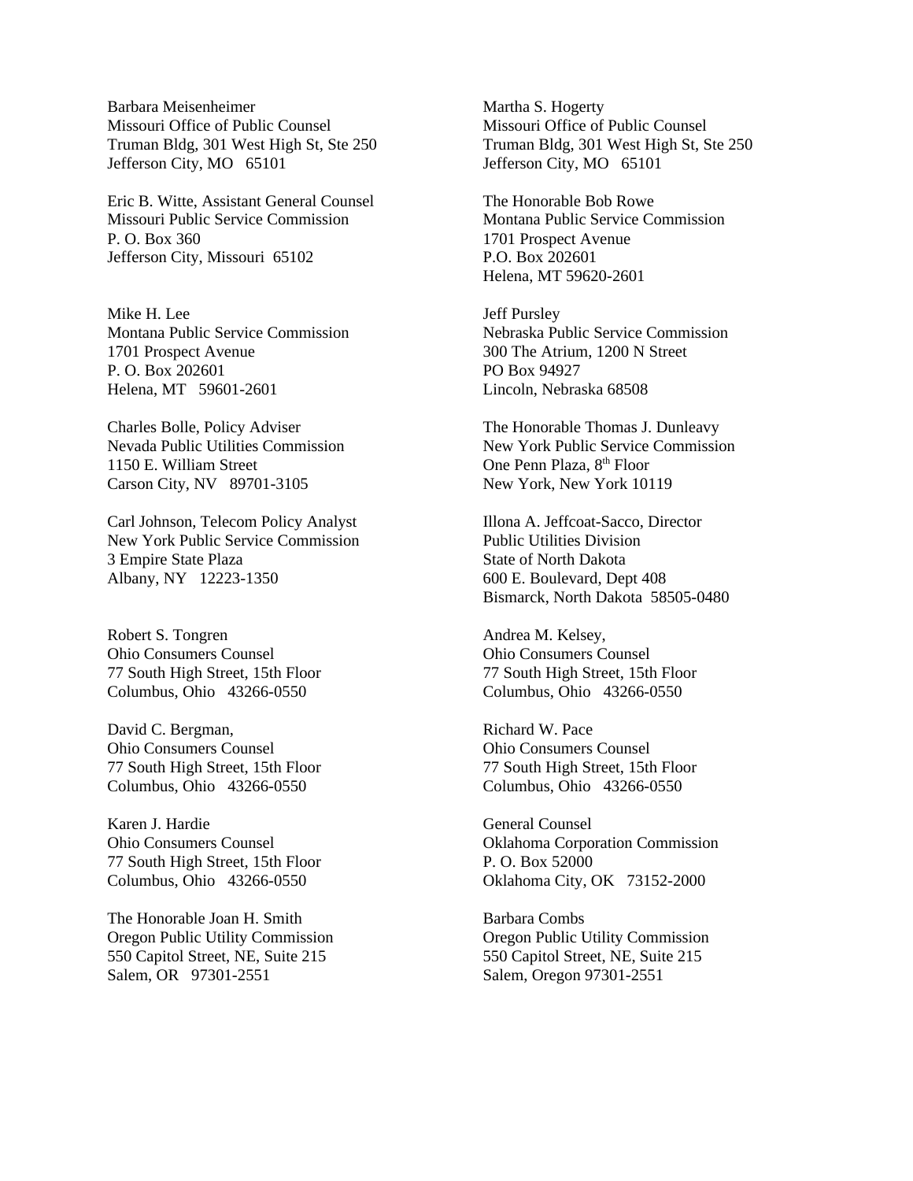Barbara Meisenheimer
Missouri Office of Public Counsel
Truman Bldg, 301 West High St, Ste 250
Jefferson City, MO 65101

Martha S. Hogerty
Missouri Office of Public Counsel
Truman Bldg, 301 West High St, Ste 250
Jefferson City, MO 65101

Eric B. Witte, Assistant General Counsel
Missouri Public Service Commission
P. O. Box 360
Jefferson City, Missouri 65102

The Honorable Bob Rowe
Montana Public Service Commission
1701 Prospect Avenue
P.O. Box 202601
Helena, MT 59620-2601

Mike H. Lee
Montana Public Service Commission
1701 Prospect Avenue
P. O. Box 202601
Helena, MT 59601-2601

Jeff Pursley
Nebraska Public Service Commission
300 The Atrium, 1200 N Street
PO Box 94927
Lincoln, Nebraska 68508

Charles Bolle, Policy Adviser
Nevada Public Utilities Commission
1150 E. William Street
Carson City, NV 89701-3105

The Honorable Thomas J. Dunleavy
New York Public Service Commission
One Penn Plaza, 8th Floor
New York, New York 10119

Carl Johnson, Telecom Policy Analyst
New York Public Service Commission
3 Empire State Plaza
Albany, NY 12223-1350

Illona A. Jeffcoat-Sacco, Director
Public Utilities Division
State of North Dakota
600 E. Boulevard, Dept 408
Bismarck, North Dakota 58505-0480

Robert S. Tongren
Ohio Consumers Counsel
77 South High Street, 15th Floor
Columbus, Ohio 43266-0550

Andrea M. Kelsey,
Ohio Consumers Counsel
77 South High Street, 15th Floor
Columbus, Ohio 43266-0550

David C. Bergman,
Ohio Consumers Counsel
77 South High Street, 15th Floor
Columbus, Ohio 43266-0550

Richard W. Pace
Ohio Consumers Counsel
77 South High Street, 15th Floor
Columbus, Ohio 43266-0550

Karen J. Hardie
Ohio Consumers Counsel
77 South High Street, 15th Floor
Columbus, Ohio 43266-0550

General Counsel
Oklahoma Corporation Commission
P. O. Box 52000
Oklahoma City, OK 73152-2000

The Honorable Joan H. Smith
Oregon Public Utility Commission
550 Capitol Street, NE, Suite 215
Salem, OR 97301-2551

Barbara Combs
Oregon Public Utility Commission
550 Capitol Street, NE, Suite 215
Salem, Oregon 97301-2551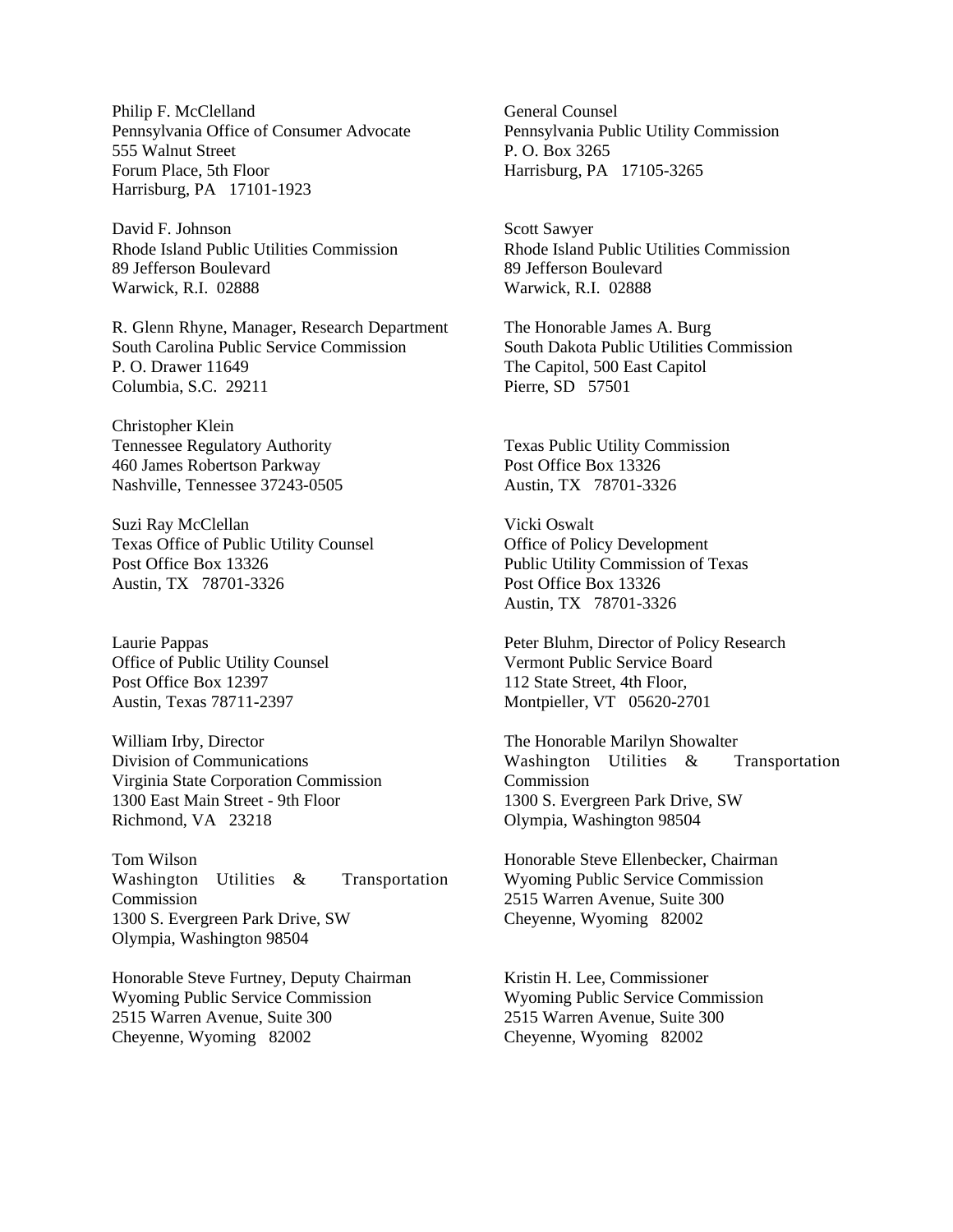Philip F. McClelland
Pennsylvania Office of Consumer Advocate
555 Walnut Street
Forum Place, 5th Floor
Harrisburg, PA 17101-1923

General Counsel
Pennsylvania Public Utility Commission
P. O. Box 3265
Harrisburg, PA 17105-3265

David F. Johnson
Rhode Island Public Utilities Commission
89 Jefferson Boulevard
Warwick, R.I. 02888

Scott Sawyer
Rhode Island Public Utilities Commission
89 Jefferson Boulevard
Warwick, R.I. 02888

R. Glenn Rhyne, Manager, Research Department
South Carolina Public Service Commission
P. O. Drawer 11649
Columbia, S.C. 29211

The Honorable James A. Burg
South Dakota Public Utilities Commission
The Capitol, 500 East Capitol
Pierre, SD 57501

Christopher Klein
Tennessee Regulatory Authority
460 James Robertson Parkway
Nashville, Tennessee 37243-0505

Texas Public Utility Commission
Post Office Box 13326
Austin, TX 78701-3326

Suzi Ray McClellan
Texas Office of Public Utility Counsel
Post Office Box 13326
Austin, TX 78701-3326

Vicki Oswalt
Office of Policy Development
Public Utility Commission of Texas
Post Office Box 13326
Austin, TX 78701-3326

Laurie Pappas
Office of Public Utility Counsel
Post Office Box 12397
Austin, Texas 78711-2397

Peter Bluhm, Director of Policy Research
Vermont Public Service Board
112 State Street, 4th Floor,
Montpieller, VT 05620-2701

William Irby, Director
Division of Communications
Virginia State Corporation Commission
1300 East Main Street - 9th Floor
Richmond, VA 23218

The Honorable Marilyn Showalter
Washington Utilities & Transportation Commission
1300 S. Evergreen Park Drive, SW
Olympia, Washington 98504

Tom Wilson
Washington Utilities & Transportation Commission
1300 S. Evergreen Park Drive, SW
Olympia, Washington 98504

Honorable Steve Ellenbecker, Chairman
Wyoming Public Service Commission
2515 Warren Avenue, Suite 300
Cheyenne, Wyoming 82002

Honorable Steve Furtney, Deputy Chairman
Wyoming Public Service Commission
2515 Warren Avenue, Suite 300
Cheyenne, Wyoming 82002

Kristin H. Lee, Commissioner
Wyoming Public Service Commission
2515 Warren Avenue, Suite 300
Cheyenne, Wyoming 82002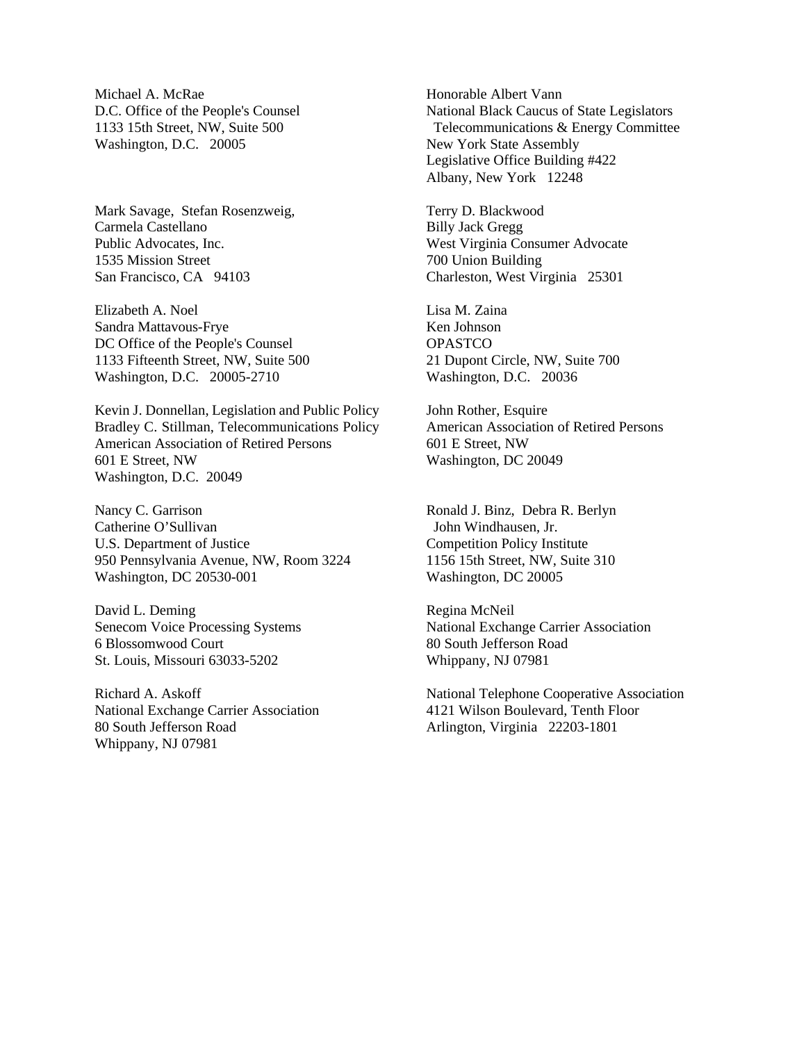Michael A. McRae
D.C. Office of the People's Counsel
1133 15th Street, NW, Suite 500
Washington, D.C. 20005

Honorable Albert Vann
National Black Caucus of State Legislators
Telecommunications & Energy Committee
New York State Assembly
Legislative Office Building #422
Albany, New York 12248

Mark Savage, Stefan Rosenzweig,
Carmela Castellano
Public Advocates, Inc.
1535 Mission Street
San Francisco, CA 94103

Terry D. Blackwood
Billy Jack Gregg
West Virginia Consumer Advocate
700 Union Building
Charleston, West Virginia 25301

Elizabeth A. Noel
Sandra Mattavous-Frye
DC Office of the People's Counsel
1133 Fifteenth Street, NW, Suite 500
Washington, D.C. 20005-2710

Lisa M. Zaina
Ken Johnson
OPASTCO
21 Dupont Circle, NW, Suite 700
Washington, D.C. 20036

Kevin J. Donnellan, Legislation and Public Policy
Bradley C. Stillman, Telecommunications Policy
American Association of Retired Persons
601 E Street, NW
Washington, D.C. 20049

John Rother, Esquire
American Association of Retired Persons
601 E Street, NW
Washington, DC 20049

Nancy C. Garrison
Catherine O'Sullivan
U.S. Department of Justice
950 Pennsylvania Avenue, NW, Room 3224
Washington, DC 20530-001

Ronald J. Binz, Debra R. Berlyn
John Windhausen, Jr.
Competition Policy Institute
1156 15th Street, NW, Suite 310
Washington, DC 20005

David L. Deming
Senecom Voice Processing Systems
6 Blossomwood Court
St. Louis, Missouri 63033-5202

Regina McNeil
National Exchange Carrier Association
80 South Jefferson Road
Whippany, NJ 07981

Richard A. Askoff
National Exchange Carrier Association
80 South Jefferson Road
Whippany, NJ 07981

National Telephone Cooperative Association
4121 Wilson Boulevard, Tenth Floor
Arlington, Virginia 22203-1801